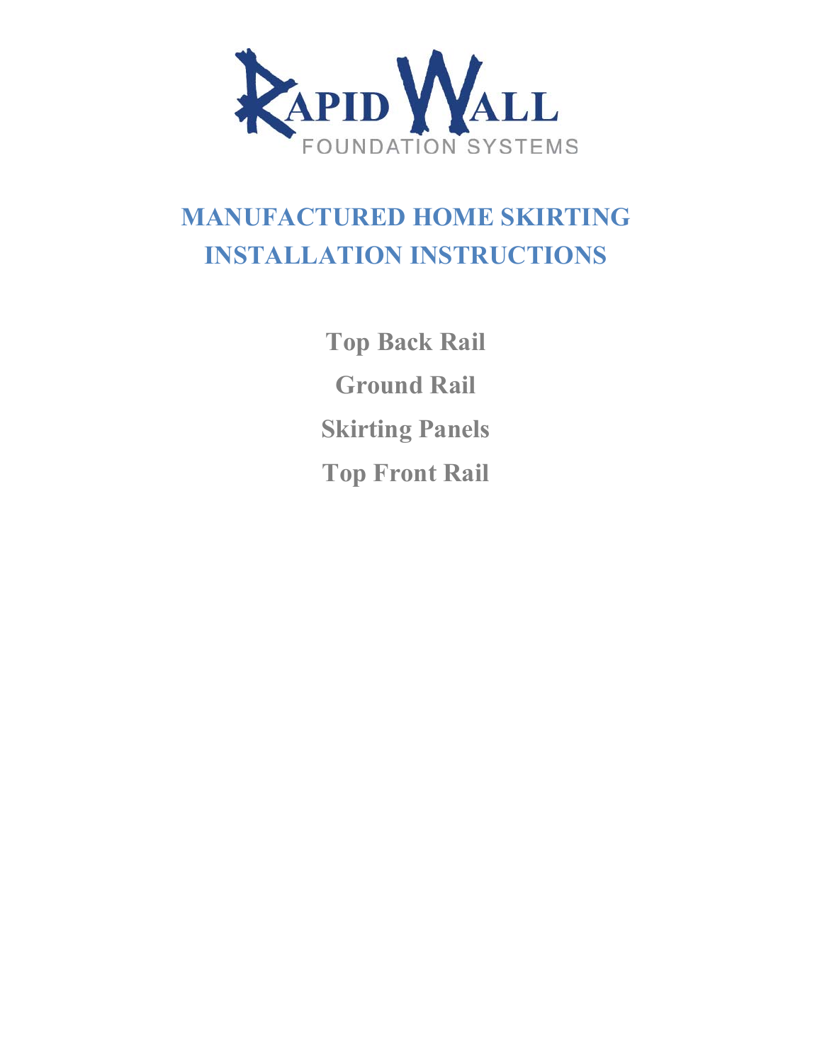RAPID WALL

FOUNDATION SYSTEMS

# MANUFACTURED HOME SKIRTING INSTALLATION INSTRUCTIONS

**Top Back Rail**

**Ground Rail**

**Skirting Panels**

**Top Front Rail**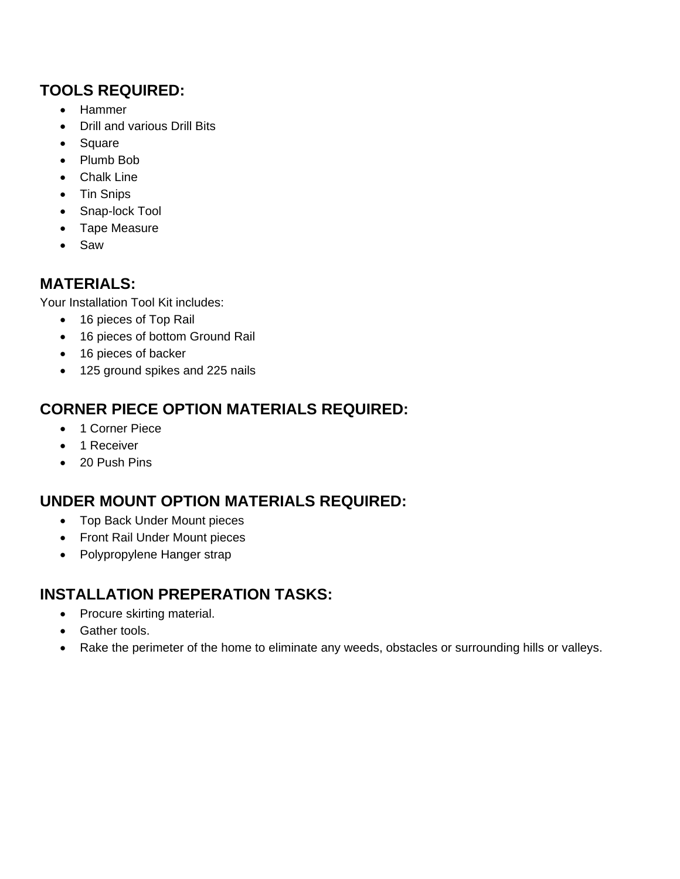## TOOLS REQUIRED:

- Hammer
- Drill and various Drill Bits
- Square
- Plumb Bob
- Chalk Line
- Tin Snips
- Snap-lock Tool
- Tape Measure
- Saw

## MATERIALS:

Your Installation Tool Kit includes:

- 16 pieces of Top Rail
- 16 pieces of bottom Ground Rail
- 16 pieces of backer
- 125 ground spikes and 225 nails

## CORNER PIECE OPTION MATERIALS REQUIRED:

- 1 Corner Piece
- 1 Receiver
- 20 Push Pins

## UNDER MOUNT OPTION MATERIALS REQUIRED:

- Top Back Under Mount pieces
- Front Rail Under Mount pieces
- Polypropylene Hanger strap

## INSTALLATION PREPERATION TASKS:

- Procure skirting material.
- Gather tools.
- Rake the perimeter of the home to eliminate any weeds, obstacles or surrounding hills or valleys.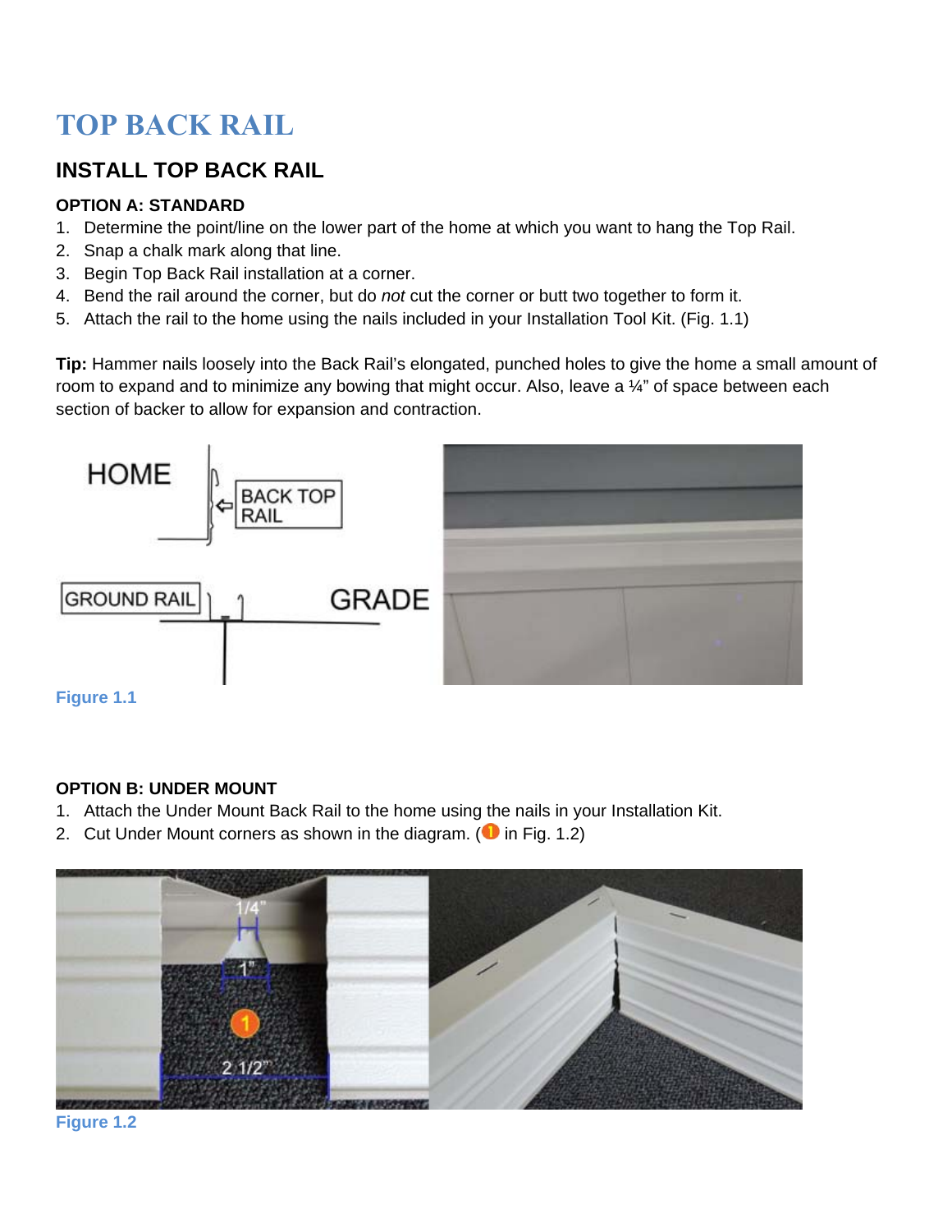# TOP BACK RAIL

## INSTALL TOP BACK RAIL

### OPTION A: STANDARD

1. Determine the point/line on the lower part of the home at which you want to hang the Top Rail.
2. Snap a chalk mark along that line.
3. Begin Top Back Rail installation at a corner.
4. Bend the rail around the corner, but do *not* cut the corner or butt two together to form it.
5. Attach the rail to the home using the nails included in your Installation Tool Kit. (Fig. 1.1)

**Tip:** Hammer nails loosely into the Back Rail's elongated, punched holes to give the home a small amount of room to expand and to minimize any bowing that might occur. Also, leave a ¼" of space between each section of backer to allow for expansion and contraction.

Figure 1.1

### OPTION B: UNDER MOUNT

1. Attach the Under Mount Back Rail to the home using the nails in your Installation Kit.
2. Cut Under Mount corners as shown in the diagram. (1 in Fig. 1.2)

Figure 1.2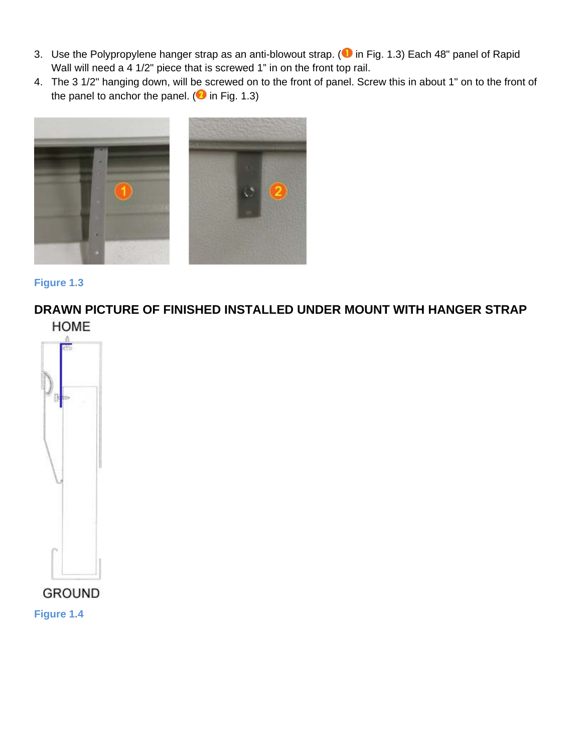3. Use the Polypropylene hanger strap as an anti-blowout strap. (1 in Fig. 1.3) Each 48" panel of Rapid Wall will need a 4 1/2" piece that is screwed 1" in on the front top rail.
4. The 3 1/2" hanging down, will be screwed on to the front of panel. Screw this in about 1" on to the front of the panel to anchor the panel. (2 in Fig. 1.3)

Figure 1.3

**DRAWN PICTURE OF FINISHED INSTALLED UNDER MOUNT WITH HANGER STRAP**

HOME

GROUND

Figure 1.4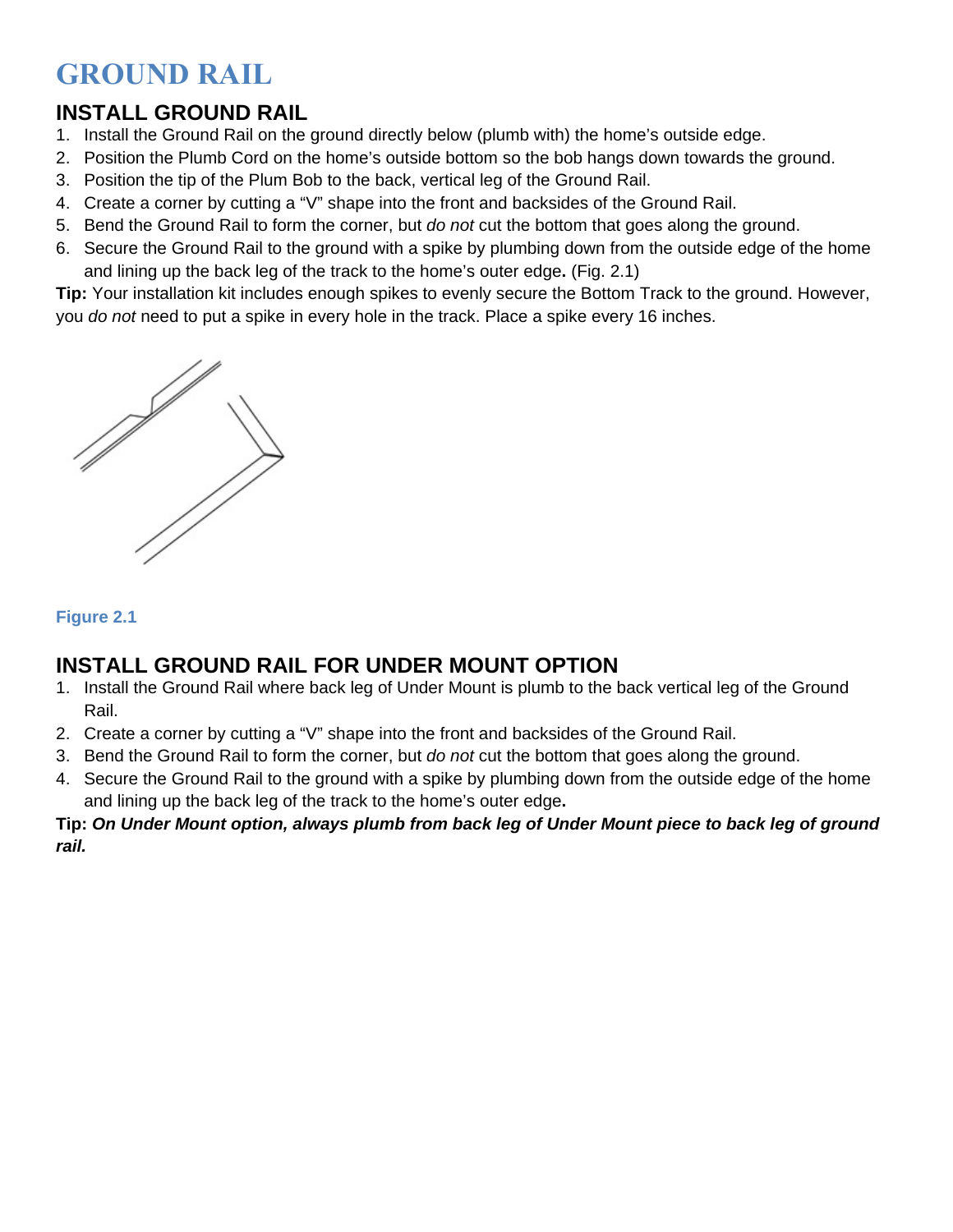# GROUND RAIL

## INSTALL GROUND RAIL

1. Install the Ground Rail on the ground directly below (plumb with) the home's outside edge.
2. Position the Plumb Cord on the home's outside bottom so the bob hangs down towards the ground.
3. Position the tip of the Plum Bob to the back, vertical leg of the Ground Rail.
4. Create a corner by cutting a "V" shape into the front and backsides of the Ground Rail.
5. Bend the Ground Rail to form the corner, but *do not* cut the bottom that goes along the ground.
6. Secure the Ground Rail to the ground with a spike by plumbing down from the outside edge of the home and lining up the back leg of the track to the home's outer edge**.** (Fig. 2.1)

**Tip:** Your installation kit includes enough spikes to evenly secure the Bottom Track to the ground. However, you *do not* need to put a spike in every hole in the track. Place a spike every 16 inches.

Figure 2.1

## INSTALL GROUND RAIL FOR UNDER MOUNT OPTION

1. Install the Ground Rail where back leg of Under Mount is plumb to the back vertical leg of the Ground Rail.
2. Create a corner by cutting a "V" shape into the front and backsides of the Ground Rail.
3. Bend the Ground Rail to form the corner, but *do not* cut the bottom that goes along the ground.
4. Secure the Ground Rail to the ground with a spike by plumbing down from the outside edge of the home and lining up the back leg of the track to the home's outer edge**.**

**Tip:** ***On Under Mount option, always plumb from back leg of Under Mount piece to back leg of ground rail.***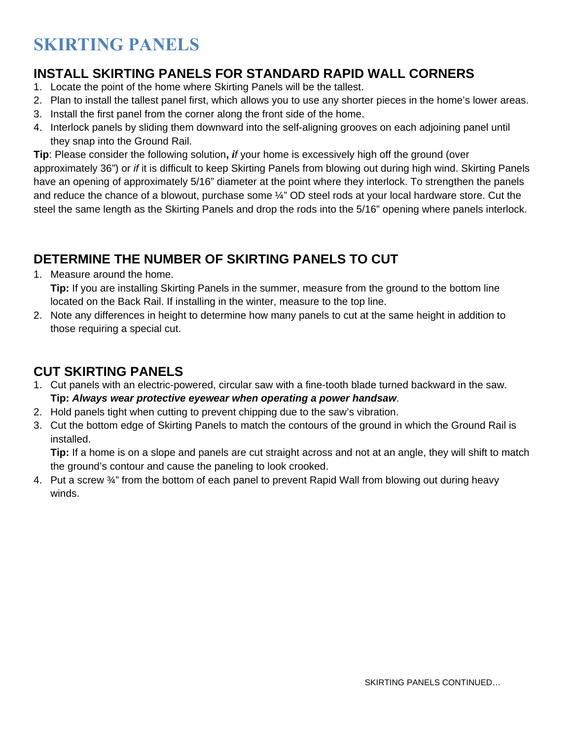# SKIRTING PANELS

## INSTALL SKIRTING PANELS FOR STANDARD RAPID WALL CORNERS

1. Locate the point of the home where Skirting Panels will be the tallest.
2. Plan to install the tallest panel first, which allows you to use any shorter pieces in the home's lower areas.
3. Install the first panel from the corner along the front side of the home.
4. Interlock panels by sliding them downward into the self-aligning grooves on each adjoining panel until they snap into the Ground Rail.

**Tip**: Please consider the following solution**,** ***if*** your home is excessively high off the ground (over approximately 36") or *if* it is difficult to keep Skirting Panels from blowing out during high wind. Skirting Panels have an opening of approximately 5/16" diameter at the point where they interlock. To strengthen the panels and reduce the chance of a blowout, purchase some ¼" OD steel rods at your local hardware store. Cut the steel the same length as the Skirting Panels and drop the rods into the 5/16" opening where panels interlock.

## DETERMINE THE NUMBER OF SKIRTING PANELS TO CUT

1. Measure around the home.
   **Tip:** If you are installing Skirting Panels in the summer, measure from the ground to the bottom line located on the Back Rail. If installing in the winter, measure to the top line.
2. Note any differences in height to determine how many panels to cut at the same height in addition to those requiring a special cut.

## CUT SKIRTING PANELS

1. Cut panels with an electric-powered, circular saw with a fine-tooth blade turned backward in the saw.
   **Tip:** ***Always wear protective eyewear when operating a power handsaw***.
2. Hold panels tight when cutting to prevent chipping due to the saw's vibration.
3. Cut the bottom edge of Skirting Panels to match the contours of the ground in which the Ground Rail is installed.
   **Tip:** If a home is on a slope and panels are cut straight across and not at an angle, they will shift to match the ground's contour and cause the paneling to look crooked.
4. Put a screw ¾" from the bottom of each panel to prevent Rapid Wall from blowing out during heavy winds.

SKIRTING PANELS CONTINUED…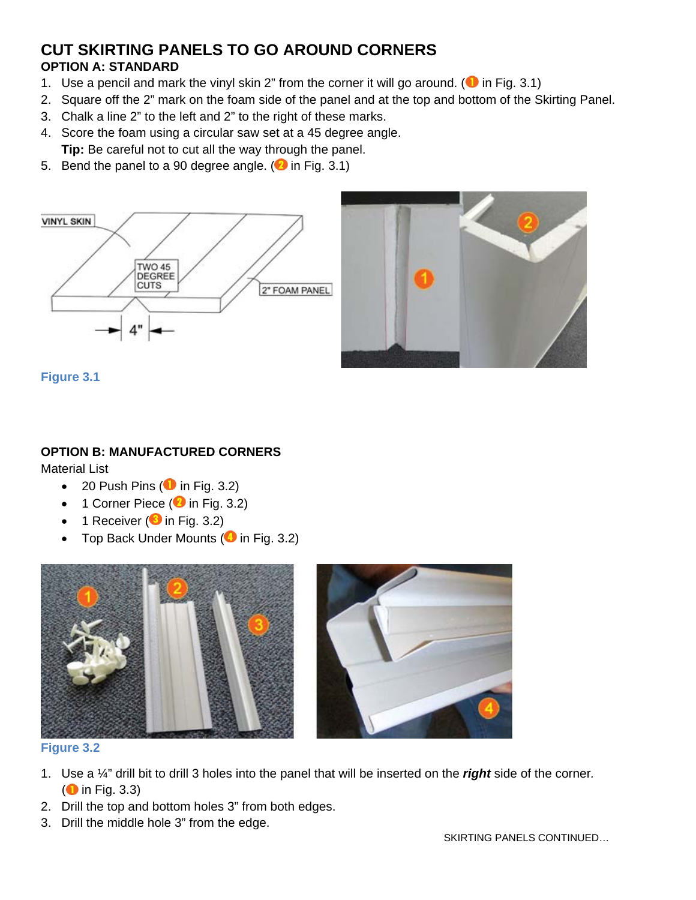# CUT SKIRTING PANELS TO GO AROUND CORNERS

### OPTION A: STANDARD

1. Use a pencil and mark the vinyl skin 2" from the corner it will go around. (1 in Fig. 3.1)
2. Square off the 2" mark on the foam side of the panel and at the top and bottom of the Skirting Panel.
3. Chalk a line 2" to the left and 2" to the right of these marks.
4. Score the foam using a circular saw set at a 45 degree angle.
   **Tip:** Be careful not to cut all the way through the panel.
5. Bend the panel to a 90 degree angle. (2 in Fig. 3.1)

Figure 3.1

### OPTION B: MANUFACTURED CORNERS

Material List

- 20 Push Pins (1 in Fig. 3.2)
- 1 Corner Piece (2 in Fig. 3.2)
- 1 Receiver (3 in Fig. 3.2)
- Top Back Under Mounts (4 in Fig. 3.2)

Figure 3.2

1. Use a ¼" drill bit to drill 3 holes into the panel that will be inserted on the ***right*** side of the corner. (1 in Fig. 3.3)
2. Drill the top and bottom holes 3" from both edges.
3. Drill the middle hole 3" from the edge.

SKIRTING PANELS CONTINUED…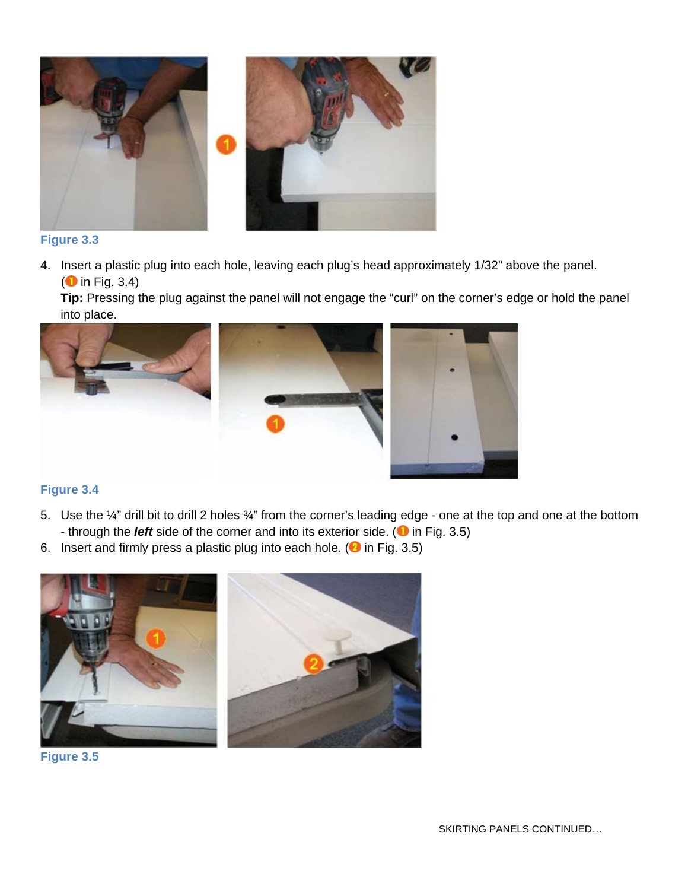Figure 3.3

4. Insert a plastic plug into each hole, leaving each plug's head approximately 1/32" above the panel. (1 in Fig. 3.4)
   **Tip:** Pressing the plug against the panel will not engage the "curl" on the corner's edge or hold the panel into place.

Figure 3.4

5. Use the ¼" drill bit to drill 2 holes ¾" from the corner's leading edge - one at the top and one at the bottom - through the ***left*** side of the corner and into its exterior side. (1 in Fig. 3.5)
6. Insert and firmly press a plastic plug into each hole. (2 in Fig. 3.5)

Figure 3.5

SKIRTING PANELS CONTINUED…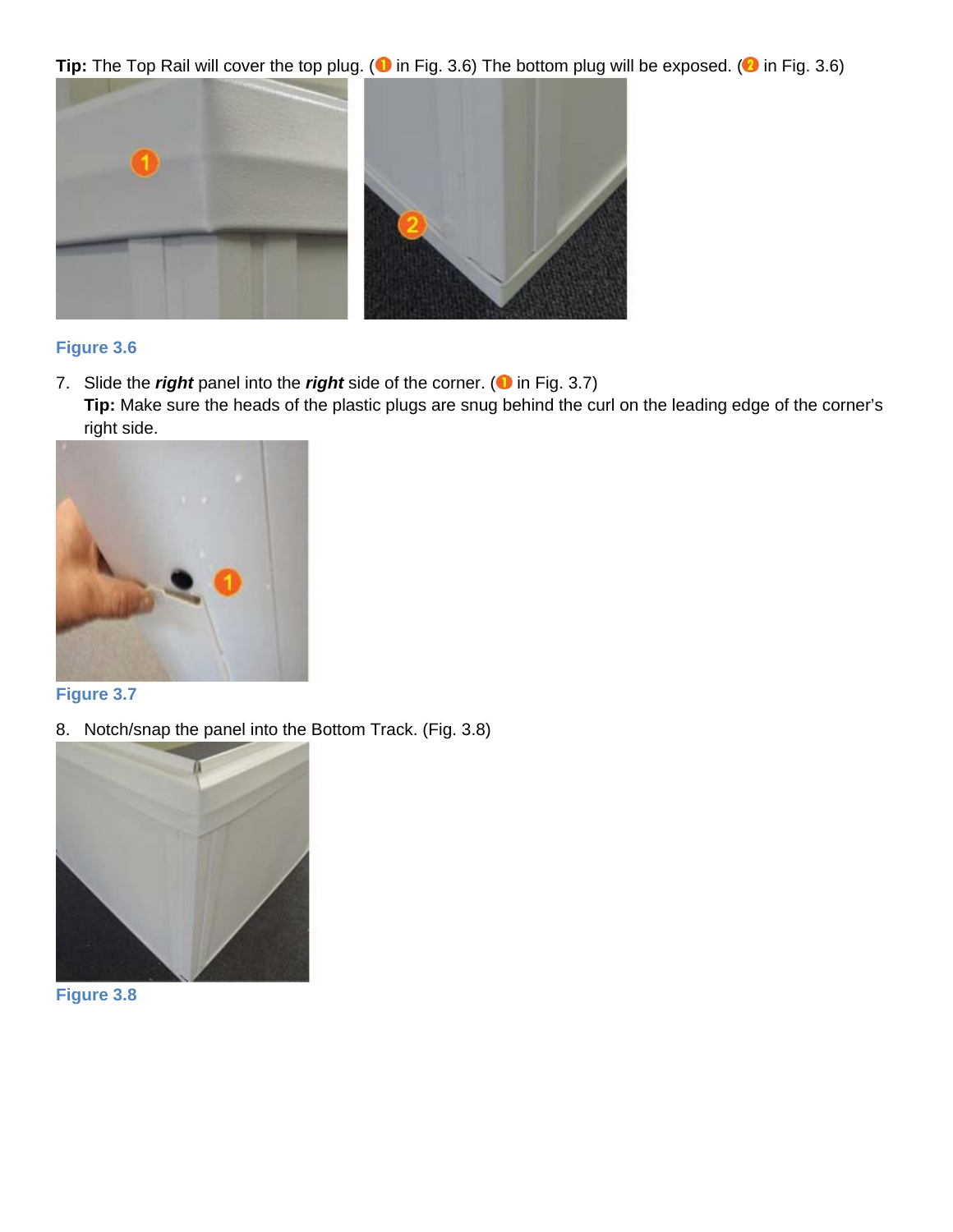**Tip:** The Top Rail will cover the top plug. (1 in Fig. 3.6) The bottom plug will be exposed. (2 in Fig. 3.6)

Figure 3.6

7. Slide the ***right*** panel into the ***right*** side of the corner. (1 in Fig. 3.7)
   **Tip:** Make sure the heads of the plastic plugs are snug behind the curl on the leading edge of the corner's right side.

Figure 3.7

8. Notch/snap the panel into the Bottom Track. (Fig. 3.8)

Figure 3.8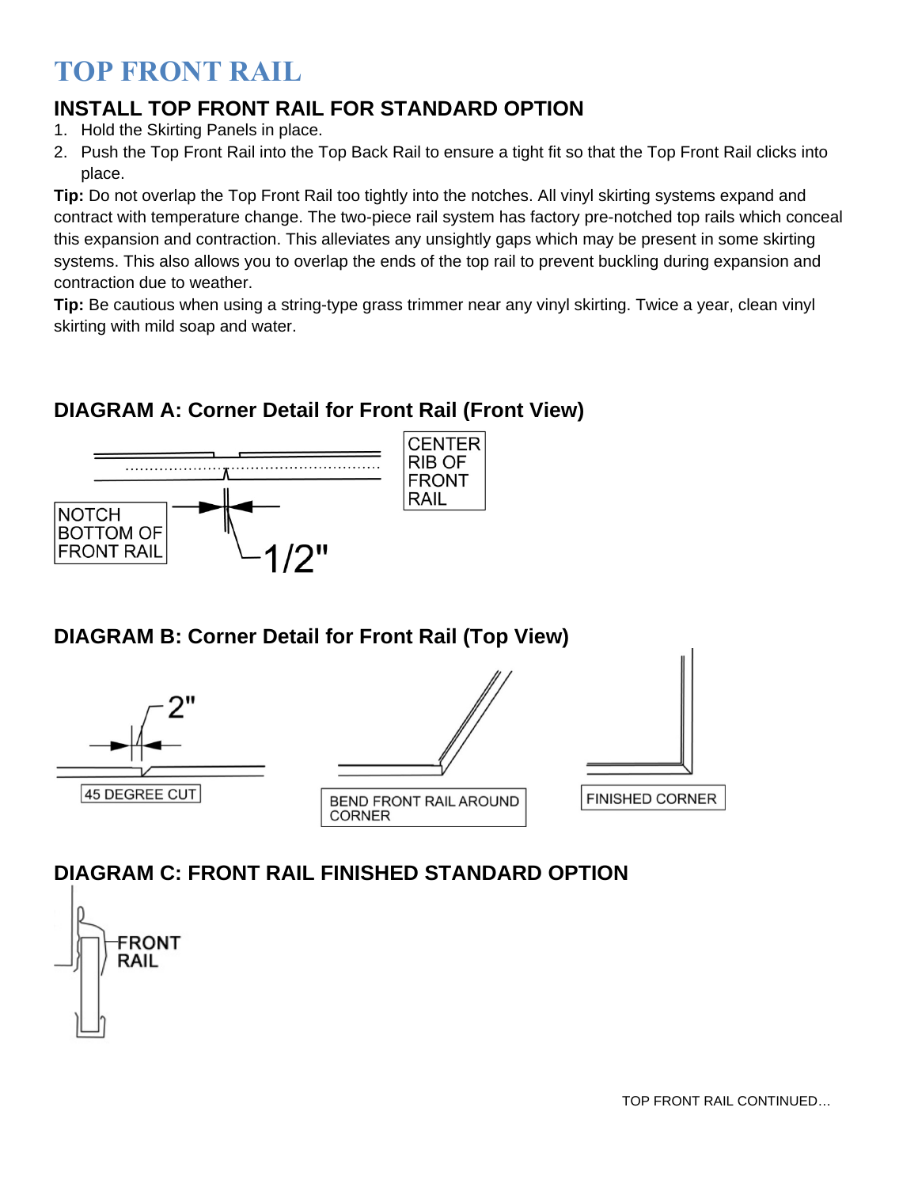# TOP FRONT RAIL

## INSTALL TOP FRONT RAIL FOR STANDARD OPTION

1. Hold the Skirting Panels in place.
2. Push the Top Front Rail into the Top Back Rail to ensure a tight fit so that the Top Front Rail clicks into place.

**Tip:** Do not overlap the Top Front Rail too tightly into the notches. All vinyl skirting systems expand and contract with temperature change. The two-piece rail system has factory pre-notched top rails which conceal this expansion and contraction. This alleviates any unsightly gaps which may be present in some skirting systems. This also allows you to overlap the ends of the top rail to prevent buckling during expansion and contraction due to weather.

**Tip:** Be cautious when using a string-type grass trimmer near any vinyl skirting. Twice a year, clean vinyl skirting with mild soap and water.

### DIAGRAM A: Corner Detail for Front Rail (Front View)

CENTER RIB OF FRONT RAIL

NOTCH BOTTOM OF FRONT RAIL

1/2"

### DIAGRAM B: Corner Detail for Front Rail (Top View)

2"

45 DEGREE CUT

BEND FRONT RAIL AROUND CORNER

FINISHED CORNER

### DIAGRAM C: FRONT RAIL FINISHED STANDARD OPTION

FRONT RAIL

TOP FRONT RAIL CONTINUED…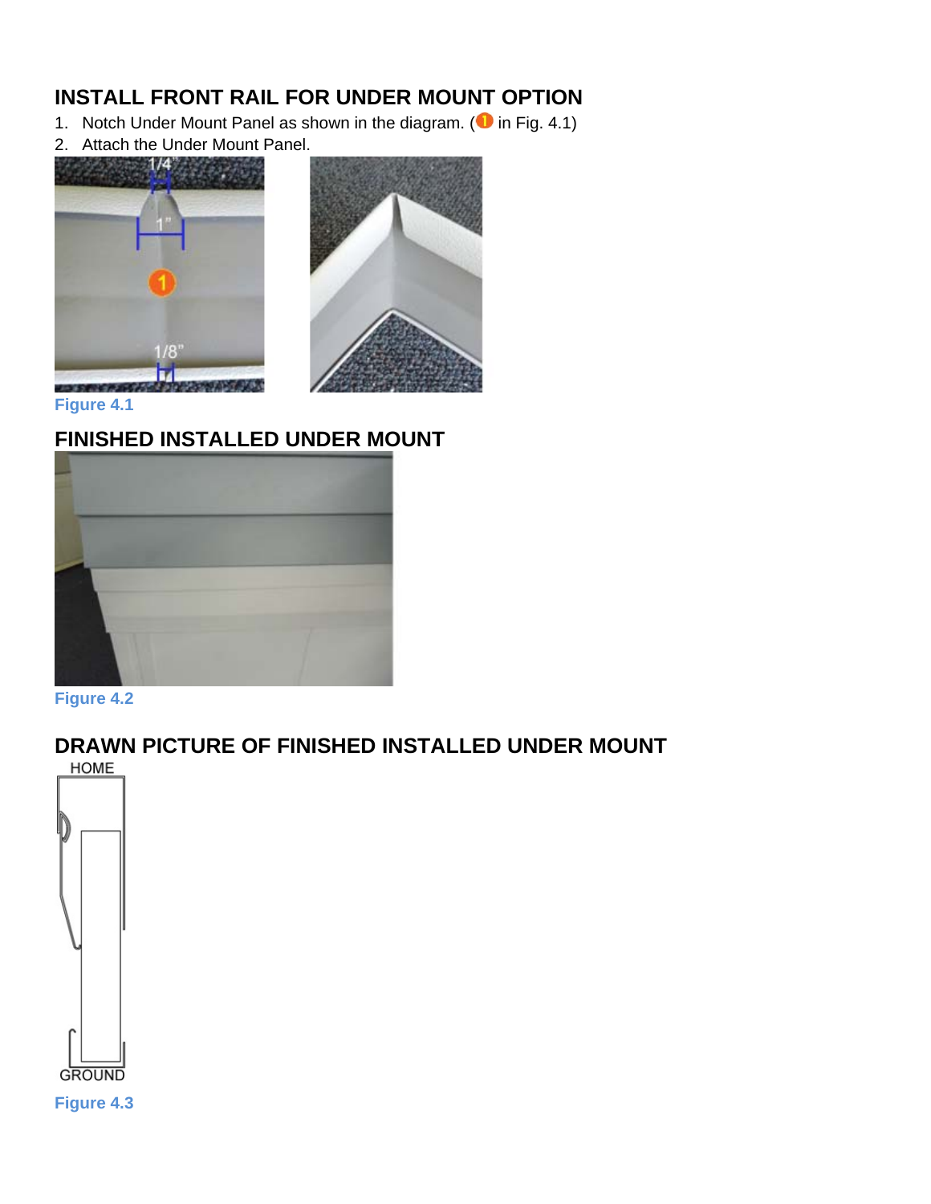## INSTALL FRONT RAIL FOR UNDER MOUNT OPTION

1. Notch Under Mount Panel as shown in the diagram. (1 in Fig. 4.1)
2. Attach the Under Mount Panel.

1/4"

1"

1

1/8"

Figure 4.1

## FINISHED INSTALLED UNDER MOUNT

Figure 4.2

## DRAWN PICTURE OF FINISHED INSTALLED UNDER MOUNT

HOME

GROUND

Figure 4.3